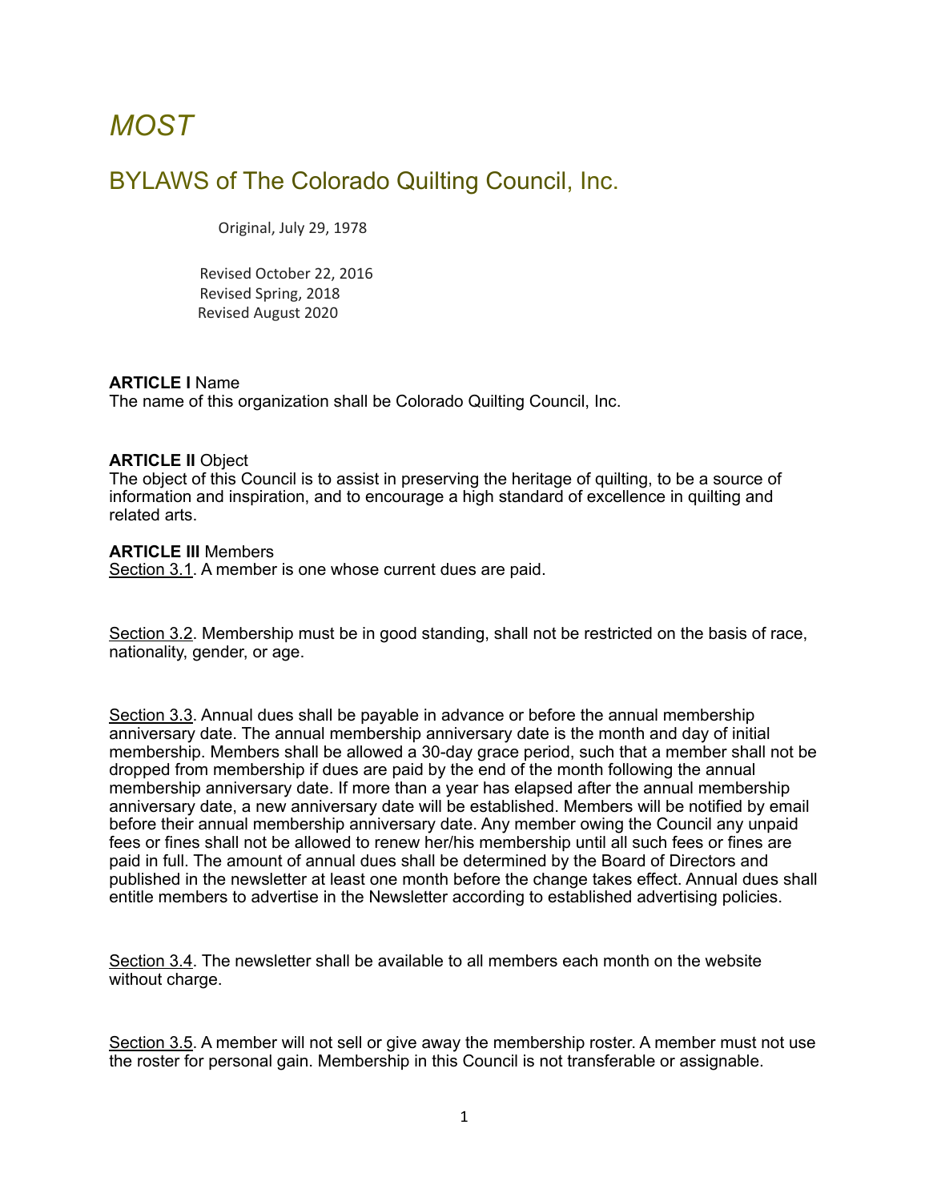# *MOST*

## BYLAWS of The Colorado Quilting Council, Inc.

Original, July 29, 1978

Revised October 22, 2016
Revised Spring, 2018
Revised August 2020

**ARTICLE I** Name
The name of this organization shall be Colorado Quilting Council, Inc.

**ARTICLE II** Object
The object of this Council is to assist in preserving the heritage of quilting, to be a source of information and inspiration, and to encourage a high standard of excellence in quilting and related arts.

**ARTICLE III** Members
<u>Section 3.1</u>. A member is one whose current dues are paid.

<u>Section 3.2</u>. Membership must be in good standing, shall not be restricted on the basis of race, nationality, gender, or age.

<u>Section 3.3</u>. Annual dues shall be payable in advance or before the annual membership anniversary date. The annual membership anniversary date is the month and day of initial membership. Members shall be allowed a 30-day grace period, such that a member shall not be dropped from membership if dues are paid by the end of the month following the annual membership anniversary date. If more than a year has elapsed after the annual membership anniversary date, a new anniversary date will be established. Members will be notified by email before their annual membership anniversary date. Any member owing the Council any unpaid fees or fines shall not be allowed to renew her/his membership until all such fees or fines are paid in full. The amount of annual dues shall be determined by the Board of Directors and published in the newsletter at least one month before the change takes effect. Annual dues shall entitle members to advertise in the Newsletter according to established advertising policies.

<u>Section 3.4</u>. The newsletter shall be available to all members each month on the website without charge.

<u>Section 3.5</u>. A member will not sell or give away the membership roster. A member must not use the roster for personal gain. Membership in this Council is not transferable or assignable.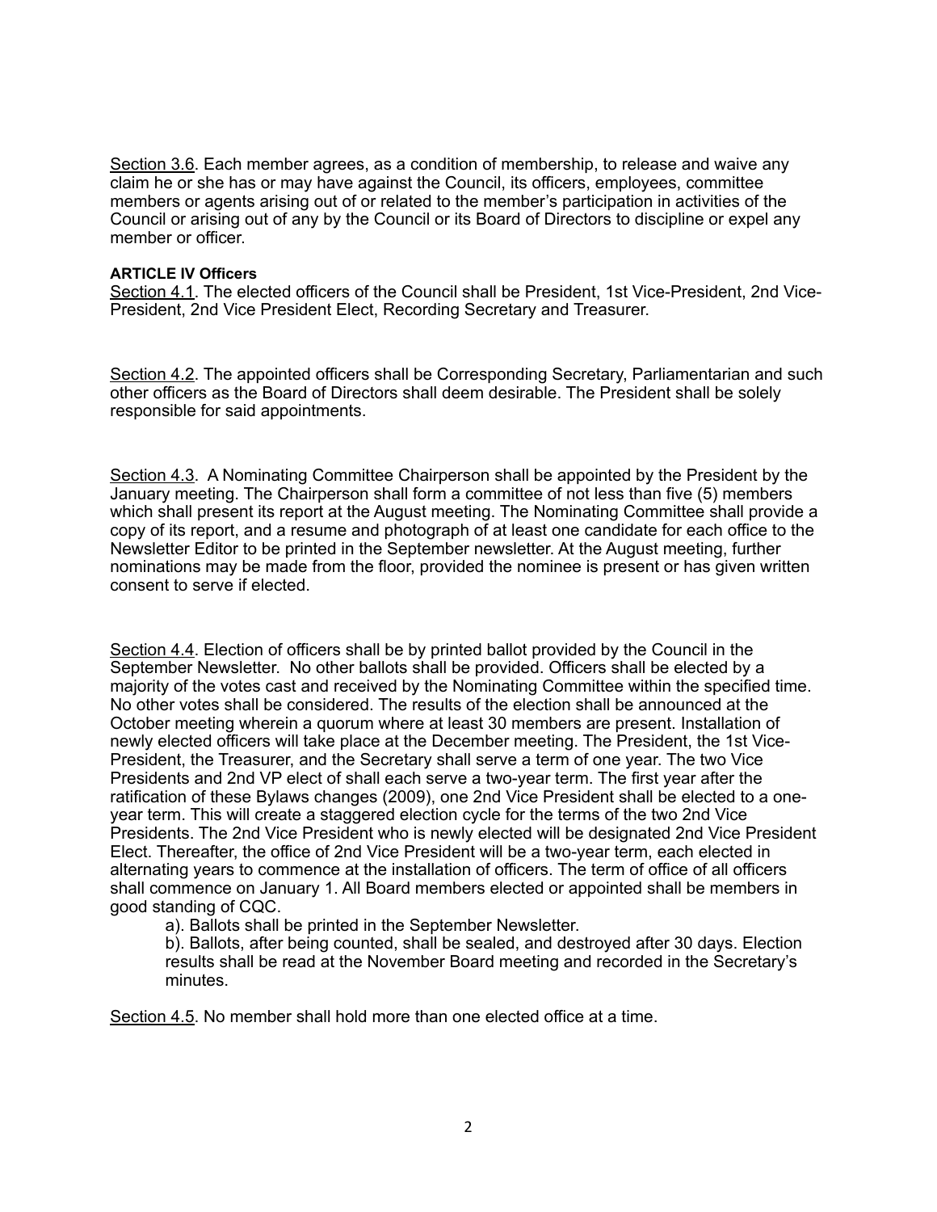Section 3.6. Each member agrees, as a condition of membership, to release and waive any claim he or she has or may have against the Council, its officers, employees, committee members or agents arising out of or related to the member's participation in activities of the Council or arising out of any by the Council or its Board of Directors to discipline or expel any member or officer.

**ARTICLE IV Officers**

Section 4.1. The elected officers of the Council shall be President, 1st Vice-President, 2nd Vice-President, 2nd Vice President Elect, Recording Secretary and Treasurer.

Section 4.2. The appointed officers shall be Corresponding Secretary, Parliamentarian and such other officers as the Board of Directors shall deem desirable. The President shall be solely responsible for said appointments.

Section 4.3. A Nominating Committee Chairperson shall be appointed by the President by the January meeting. The Chairperson shall form a committee of not less than five (5) members which shall present its report at the August meeting. The Nominating Committee shall provide a copy of its report, and a resume and photograph of at least one candidate for each office to the Newsletter Editor to be printed in the September newsletter. At the August meeting, further nominations may be made from the floor, provided the nominee is present or has given written consent to serve if elected.

Section 4.4. Election of officers shall be by printed ballot provided by the Council in the September Newsletter. No other ballots shall be provided. Officers shall be elected by a majority of the votes cast and received by the Nominating Committee within the specified time. No other votes shall be considered. The results of the election shall be announced at the October meeting wherein a quorum where at least 30 members are present. Installation of newly elected officers will take place at the December meeting. The President, the 1st Vice-President, the Treasurer, and the Secretary shall serve a term of one year. The two Vice Presidents and 2nd VP elect of shall each serve a two-year term. The first year after the ratification of these Bylaws changes (2009), one 2nd Vice President shall be elected to a one-year term. This will create a staggered election cycle for the terms of the two 2nd Vice Presidents. The 2nd Vice President who is newly elected will be designated 2nd Vice President Elect. Thereafter, the office of 2nd Vice President will be a two-year term, each elected in alternating years to commence at the installation of officers. The term of office of all officers shall commence on January 1. All Board members elected or appointed shall be members in good standing of CQC.

a). Ballots shall be printed in the September Newsletter.

b). Ballots, after being counted, shall be sealed, and destroyed after 30 days. Election results shall be read at the November Board meeting and recorded in the Secretary's minutes.

Section 4.5. No member shall hold more than one elected office at a time.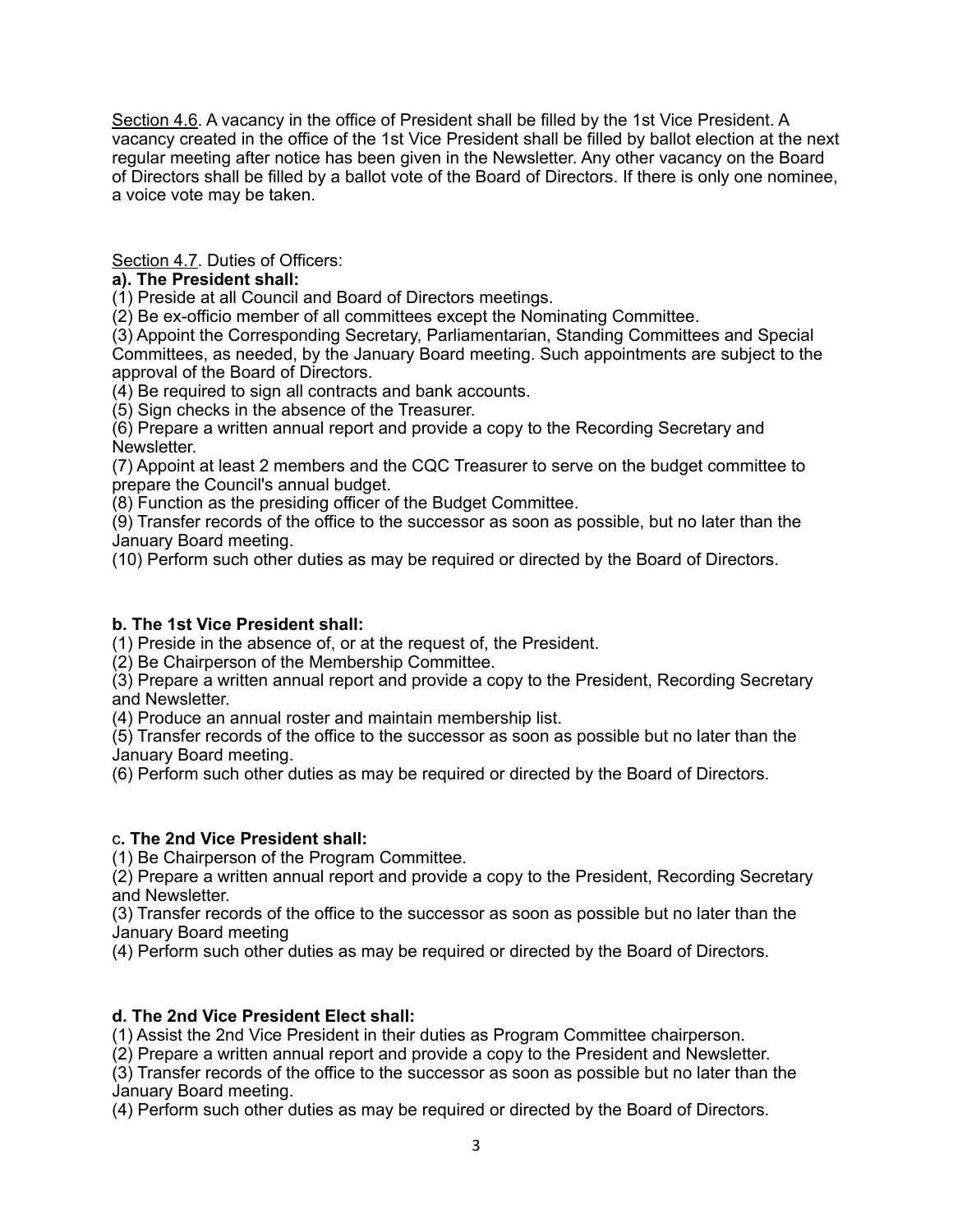<u>Section 4.6</u>. A vacancy in the office of President shall be filled by the 1st Vice President. A vacancy created in the office of the 1st Vice President shall be filled by ballot election at the next regular meeting after notice has been given in the Newsletter. Any other vacancy on the Board of Directors shall be filled by a ballot vote of the Board of Directors. If there is only one nominee, a voice vote may be taken.

<u>Section 4.7</u>. Duties of Officers:

**a). The President shall:**

(1) Preside at all Council and Board of Directors meetings.
(2) Be ex-officio member of all committees except the Nominating Committee.
(3) Appoint the Corresponding Secretary, Parliamentarian, Standing Committees and Special Committees, as needed, by the January Board meeting. Such appointments are subject to the approval of the Board of Directors.
(4) Be required to sign all contracts and bank accounts.
(5) Sign checks in the absence of the Treasurer.
(6) Prepare a written annual report and provide a copy to the Recording Secretary and Newsletter.
(7) Appoint at least 2 members and the CQC Treasurer to serve on the budget committee to prepare the Council's annual budget.
(8) Function as the presiding officer of the Budget Committee.
(9) Transfer records of the office to the successor as soon as possible, but no later than the January Board meeting.
(10) Perform such other duties as may be required or directed by the Board of Directors.

**b. The 1st Vice President shall:**

(1) Preside in the absence of, or at the request of, the President.
(2) Be Chairperson of the Membership Committee.
(3) Prepare a written annual report and provide a copy to the President, Recording Secretary and Newsletter.
(4) Produce an annual roster and maintain membership list.
(5) Transfer records of the office to the successor as soon as possible but no later than the January Board meeting.
(6) Perform such other duties as may be required or directed by the Board of Directors.

c**. The 2nd Vice President shall:**

(1) Be Chairperson of the Program Committee.
(2) Prepare a written annual report and provide a copy to the President, Recording Secretary and Newsletter.
(3) Transfer records of the office to the successor as soon as possible but no later than the January Board meeting
(4) Perform such other duties as may be required or directed by the Board of Directors.

**d. The 2nd Vice President Elect shall:**

(1) Assist the 2nd Vice President in their duties as Program Committee chairperson.
(2) Prepare a written annual report and provide a copy to the President and Newsletter.
(3) Transfer records of the office to the successor as soon as possible but no later than the January Board meeting.
(4) Perform such other duties as may be required or directed by the Board of Directors.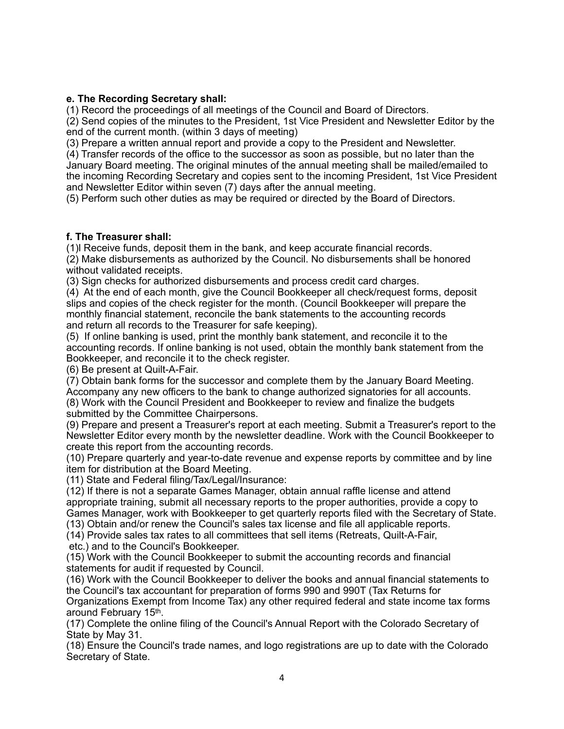**e. The Recording Secretary shall:**

(1) Record the proceedings of all meetings of the Council and Board of Directors.
(2) Send copies of the minutes to the President, 1st Vice President and Newsletter Editor by the end of the current month. (within 3 days of meeting)
(3) Prepare a written annual report and provide a copy to the President and Newsletter.
(4) Transfer records of the office to the successor as soon as possible, but no later than the January Board meeting. The original minutes of the annual meeting shall be mailed/emailed to the incoming Recording Secretary and copies sent to the incoming President, 1st Vice President and Newsletter Editor within seven (7) days after the annual meeting.
(5) Perform such other duties as may be required or directed by the Board of Directors.

**f. The Treasurer shall:**

(1)l Receive funds, deposit them in the bank, and keep accurate financial records.
(2) Make disbursements as authorized by the Council. No disbursements shall be honored without validated receipts.
(3) Sign checks for authorized disbursements and process credit card charges.
(4) At the end of each month, give the Council Bookkeeper all check/request forms, deposit slips and copies of the check register for the month. (Council Bookkeeper will prepare the monthly financial statement, reconcile the bank statements to the accounting records and return all records to the Treasurer for safe keeping).
(5) If online banking is used, print the monthly bank statement, and reconcile it to the accounting records. If online banking is not used, obtain the monthly bank statement from the Bookkeeper, and reconcile it to the check register.
(6) Be present at Quilt-A-Fair.
(7) Obtain bank forms for the successor and complete them by the January Board Meeting. Accompany any new officers to the bank to change authorized signatories for all accounts.
(8) Work with the Council President and Bookkeeper to review and finalize the budgets submitted by the Committee Chairpersons.
(9) Prepare and present a Treasurer's report at each meeting. Submit a Treasurer's report to the Newsletter Editor every month by the newsletter deadline. Work with the Council Bookkeeper to create this report from the accounting records.
(10) Prepare quarterly and year-to-date revenue and expense reports by committee and by line item for distribution at the Board Meeting.
(11) State and Federal filing/Tax/Legal/Insurance:
(12) If there is not a separate Games Manager, obtain annual raffle license and attend appropriate training, submit all necessary reports to the proper authorities, provide a copy to Games Manager, work with Bookkeeper to get quarterly reports filed with the Secretary of State.
(13) Obtain and/or renew the Council's sales tax license and file all applicable reports.
(14) Provide sales tax rates to all committees that sell items (Retreats, Quilt-A-Fair, etc.) and to the Council's Bookkeeper.
(15) Work with the Council Bookkeeper to submit the accounting records and financial statements for audit if requested by Council.
(16) Work with the Council Bookkeeper to deliver the books and annual financial statements to the Council's tax accountant for preparation of forms 990 and 990T (Tax Returns for Organizations Exempt from Income Tax) any other required federal and state income tax forms around February 15th.
(17) Complete the online filing of the Council's Annual Report with the Colorado Secretary of State by May 31.
(18) Ensure the Council's trade names, and logo registrations are up to date with the Colorado Secretary of State.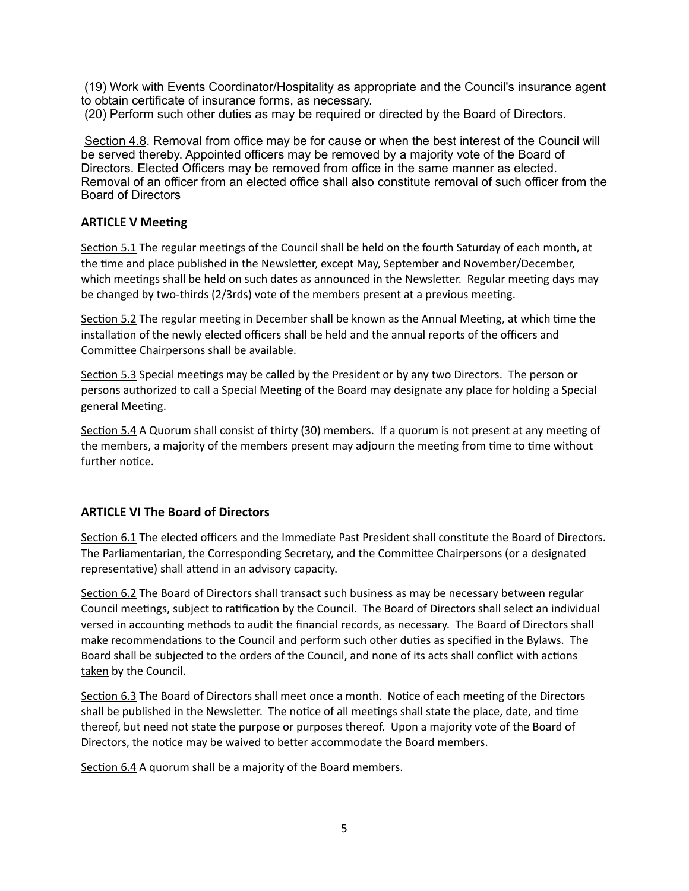(19) Work with Events Coordinator/Hospitality as appropriate and the Council's insurance agent to obtain certificate of insurance forms, as necessary.
(20) Perform such other duties as may be required or directed by the Board of Directors.

<u>Section 4.8</u>. Removal from office may be for cause or when the best interest of the Council will be served thereby. Appointed officers may be removed by a majority vote of the Board of Directors. Elected Officers may be removed from office in the same manner as elected. Removal of an officer from an elected office shall also constitute removal of such officer from the Board of Directors

**ARTICLE V Meeting**

<u>Section 5.1</u> The regular meetings of the Council shall be held on the fourth Saturday of each month, at the time and place published in the Newsletter, except May, September and November/December, which meetings shall be held on such dates as announced in the Newsletter. Regular meeting days may be changed by two-thirds (2/3rds) vote of the members present at a previous meeting.

<u>Section 5.2</u> The regular meeting in December shall be known as the Annual Meeting, at which time the installation of the newly elected officers shall be held and the annual reports of the officers and Committee Chairpersons shall be available.

<u>Section 5.3</u> Special meetings may be called by the President or by any two Directors. The person or persons authorized to call a Special Meeting of the Board may designate any place for holding a Special general Meeting.

<u>Section 5.4</u> A Quorum shall consist of thirty (30) members. If a quorum is not present at any meeting of the members, a majority of the members present may adjourn the meeting from time to time without further notice.

**ARTICLE VI The Board of Directors**

<u>Section 6.1</u> The elected officers and the Immediate Past President shall constitute the Board of Directors. The Parliamentarian, the Corresponding Secretary, and the Committee Chairpersons (or a designated representative) shall attend in an advisory capacity.

<u>Section 6.2</u> The Board of Directors shall transact such business as may be necessary between regular Council meetings, subject to ratification by the Council. The Board of Directors shall select an individual versed in accounting methods to audit the financial records, as necessary. The Board of Directors shall make recommendations to the Council and perform such other duties as specified in the Bylaws. The Board shall be subjected to the orders of the Council, and none of its acts shall conflict with actions <u>taken</u> by the Council.

<u>Section 6.3</u> The Board of Directors shall meet once a month. Notice of each meeting of the Directors shall be published in the Newsletter. The notice of all meetings shall state the place, date, and time thereof, but need not state the purpose or purposes thereof. Upon a majority vote of the Board of Directors, the notice may be waived to better accommodate the Board members.

<u>Section 6.4</u> A quorum shall be a majority of the Board members.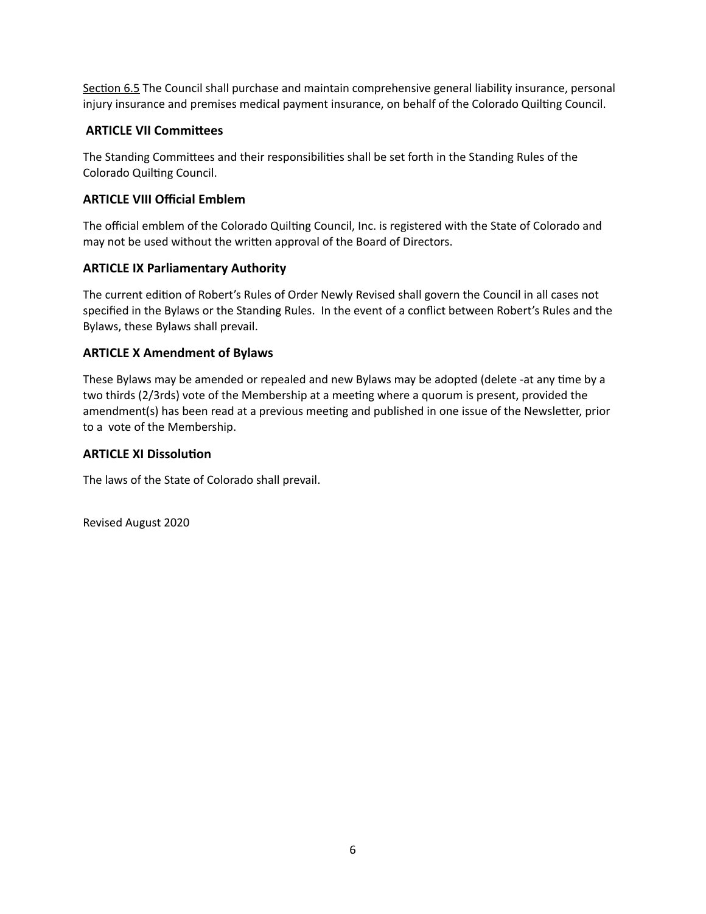Section 6.5 The Council shall purchase and maintain comprehensive general liability insurance, personal injury insurance and premises medical payment insurance, on behalf of the Colorado Quilting Council.

## ARTICLE VII Committees

The Standing Committees and their responsibilities shall be set forth in the Standing Rules of the Colorado Quilting Council.

## ARTICLE VIII Official Emblem

The official emblem of the Colorado Quilting Council, Inc. is registered with the State of Colorado and may not be used without the written approval of the Board of Directors.

## ARTICLE IX Parliamentary Authority

The current edition of Robert's Rules of Order Newly Revised shall govern the Council in all cases not specified in the Bylaws or the Standing Rules. In the event of a conflict between Robert's Rules and the Bylaws, these Bylaws shall prevail.

## ARTICLE X Amendment of Bylaws

These Bylaws may be amended or repealed and new Bylaws may be adopted (delete -at any time by a two thirds (2/3rds) vote of the Membership at a meeting where a quorum is present, provided the amendment(s) has been read at a previous meeting and published in one issue of the Newsletter, prior to a vote of the Membership.

## ARTICLE XI Dissolution

The laws of the State of Colorado shall prevail.

Revised August 2020